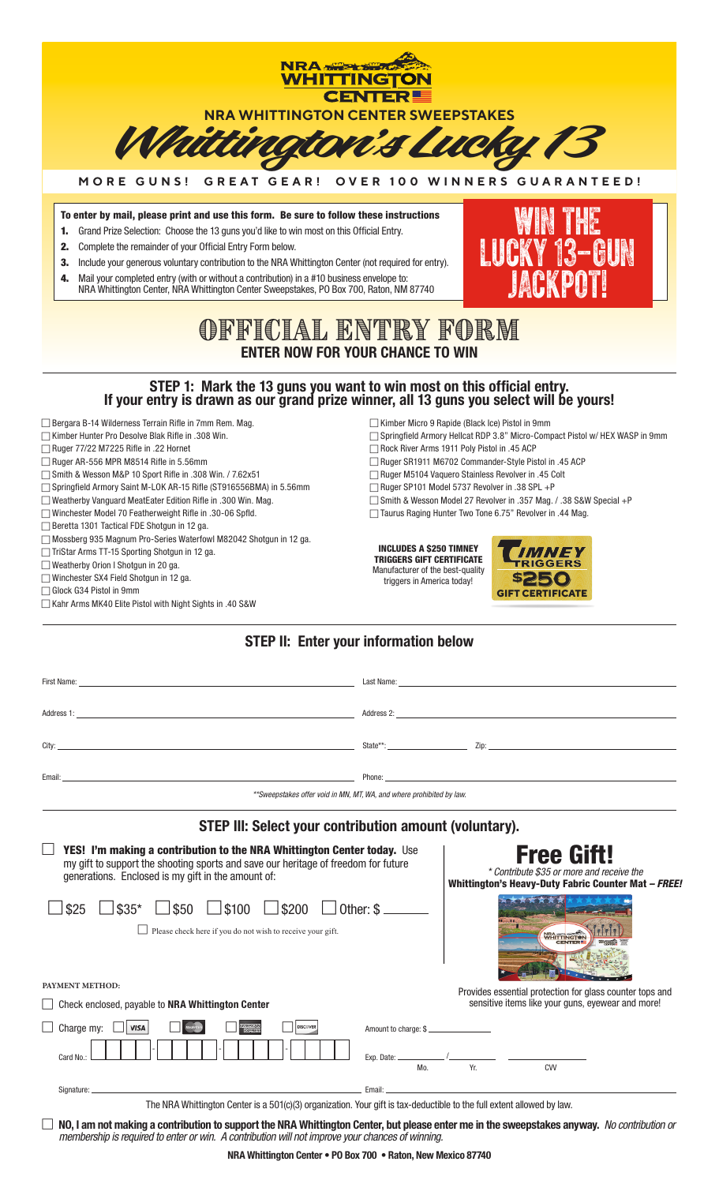# NRA WHITTINGTON CENTER

## NRA WHITTINGTON CENTER SWEEPSTAKES

# Whittington's Lucky 13

**MORE GUNS! GREAT GEAR! OVER 100 WINNERS GUARANTEED!**

**To enter by mail, please print and use this form. Be sure to follow these instructions**

1. Grand Prize Selection: Choose the 13 guns you'd like to win most on this Official Entry.
2. Complete the remainder of your Official Entry Form below.
3. Include your generous voluntary contribution to the NRA Whittington Center (not required for entry).
4. Mail your completed entry (with or without a contribution) in a #10 business envelope to: NRA Whittington Center, NRA Whittington Center Sweepstakes, PO Box 700, Raton, NM 87740

**WIN THE LUCKY 13-GUN JACKPOT!**

# OFFICIAL ENTRY FORM

**ENTER NOW FOR YOUR CHANCE TO WIN**

## STEP 1: Mark the 13 guns you want to win most on this official entry. If your entry is drawn as our grand prize winner, all 13 guns you select will be yours!

- ☐ Bergara B-14 Wilderness Terrain Rifle in 7mm Rem. Mag.
- ☐ Kimber Hunter Pro Desolve Blak Rifle in .308 Win.
- ☐ Ruger 77/22 M7225 Rifle in .22 Hornet
- ☐ Ruger AR-556 MPR M8514 Rifle in 5.56mm
- ☐ Smith & Wesson M&P 10 Sport Rifle in .308 Win. / 7.62x51
- ☐ Springfield Armory Saint M-LOK AR-15 Rifle (ST916556BMA) in 5.56mm
- ☐ Weatherby Vanguard MeatEater Edition Rifle in .300 Win. Mag.
- ☐ Winchester Model 70 Featherweight Rifle in .30-06 Spfld.
- ☐ Beretta 1301 Tactical FDE Shotgun in 12 ga.
- ☐ Mossberg 935 Magnum Pro-Series Waterfowl M82042 Shotgun in 12 ga.
- ☐ TriStar Arms TT-15 Sporting Shotgun in 12 ga.
- ☐ Weatherby Orion I Shotgun in 20 ga.
- ☐ Winchester SX4 Field Shotgun in 12 ga.
- ☐ Glock G34 Pistol in 9mm
- ☐ Kahr Arms MK40 Elite Pistol with Night Sights in .40 S&W
- ☐ Kimber Micro 9 Rapide (Black Ice) Pistol in 9mm
- ☐ Springfield Armory Hellcat RDP 3.8" Micro-Compact Pistol w/ HEX WASP in 9mm
- ☐ Rock River Arms 1911 Poly Pistol in .45 ACP
- ☐ Ruger SR1911 M6702 Commander-Style Pistol in .45 ACP
- ☐ Ruger M5104 Vaquero Stainless Revolver in .45 Colt
- ☐ Ruger SP101 Model 5737 Revolver in .38 SPL +P
- ☐ Smith & Wesson Model 27 Revolver in .357 Mag. / .38 S&W Special +P
- ☐ Taurus Raging Hunter Two Tone 6.75" Revolver in .44 Mag.

**INCLUDES A $250 TIMNEY TRIGGERS GIFT CERTIFICATE** Manufacturer of the best-quality triggers in America today!

TIMNEY TRIGGERS $250 GIFT CERTIFICATE

## STEP II: Enter your information below

First Name: ______________________ Last Name: ______________________

Address 1: ______________________ Address 2: ______________________

City: ______________________ State**: __________ Zip: ______________

Email: ______________________ Phone: ______________________

*\*\*Sweepstakes offer void in MN, MT, WA, and where prohibited by law.*

## STEP III: Select your contribution amount (voluntary).

☐ **YES! I'm making a contribution to the NRA Whittington Center today.** Use my gift to support the shooting sports and save our heritage of freedom for future generations. Enclosed is my gift in the amount of:

☐ $25 ☐ $35* ☐ $50 ☐ $100 ☐ $200 ☐ Other: $ ______

☐ Please check here if you do not wish to receive your gift.

**Free Gift!**

*\* Contribute $35 or more and receive the* **Whittington's Heavy-Duty Fabric Counter Mat – *FREE!***

Provides essential protection for glass counter tops and sensitive items like your guns, eyewear and more!

**PAYMENT METHOD:**

☐ Check enclosed, payable to **NRA Whittington Center**

☐ Charge my: ☐ VISA ☐ MasterCard ☐ American Express ☐ DISCOVER

Amount to charge: $ ______________

Card No.: ____ - ____ - ____ - ____

Exp. Date: ______ / ______ ______
Mo. Yr. CVV

Signature: ______________________ Email: ______________________

The NRA Whittington Center is a 501(c)(3) organization. Your gift is tax-deductible to the full extent allowed by law.

☐ **NO, I am not making a contribution to support the NRA Whittington Center, but please enter me in the sweepstakes anyway.** *No contribution or membership is required to enter or win. A contribution will not improve your chances of winning.*

**NRA Whittington Center • PO Box 700 • Raton, New Mexico 87740**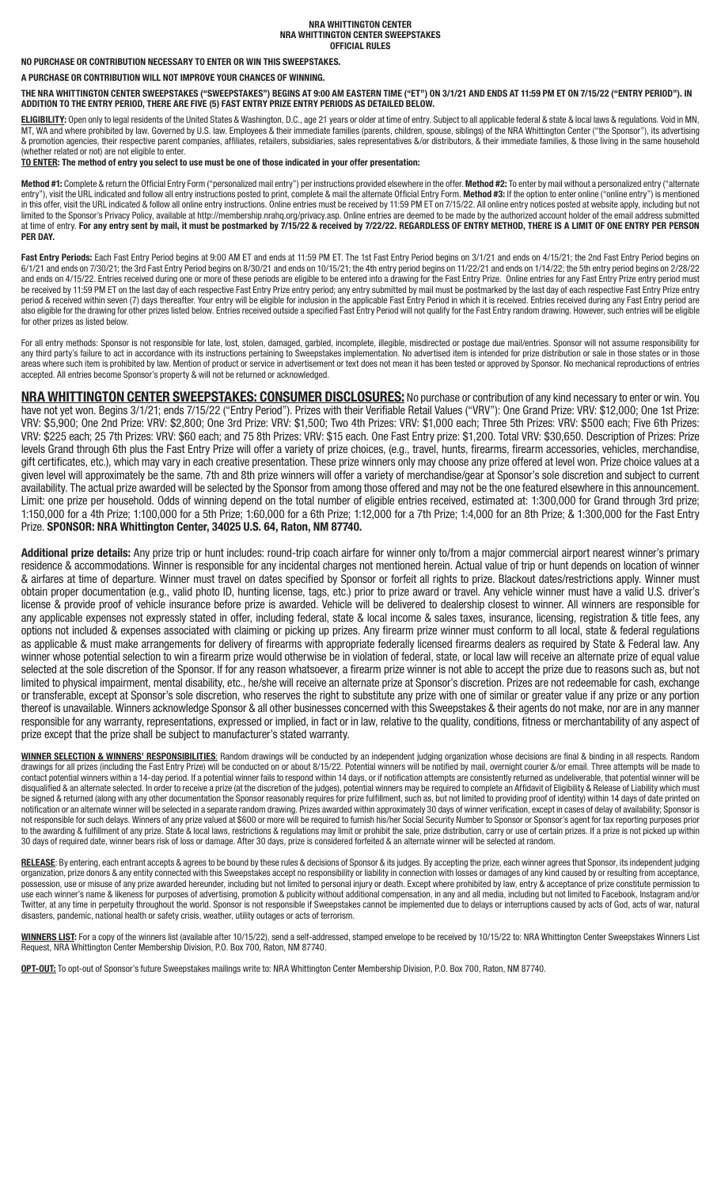# NRA WHITTINGTON CENTER
## NRA WHITTINGTON CENTER SWEEPSTAKES
## OFFICIAL RULES

**NO PURCHASE OR CONTRIBUTION NECESSARY TO ENTER OR WIN THIS SWEEPSTAKES.**

**A PURCHASE OR CONTRIBUTION WILL NOT IMPROVE YOUR CHANCES OF WINNING.**

**THE NRA WHITTINGTON CENTER SWEEPSTAKES ("SWEEPSTAKES") BEGINS AT 9:00 AM EASTERN TIME ("ET") ON 3/1/21 AND ENDS AT 11:59 PM ET ON 7/15/22 ("ENTRY PERIOD"). IN ADDITION TO THE ENTRY PERIOD, THERE ARE FIVE (5) FAST ENTRY PRIZE ENTRY PERIODS AS DETAILED BELOW.**

**ELIGIBILITY:** Open only to legal residents of the United States & Washington, D.C., age 21 years or older at time of entry. Subject to all applicable federal & state & local laws & regulations. Void in MN, MT, WA and where prohibited by law. Governed by U.S. law. Employees & their immediate families (parents, children, spouse, siblings) of the NRA Whittington Center ("the Sponsor"), its advertising & promotion agencies, their respective parent companies, affiliates, retailers, subsidiaries, sales representatives &/or distributors, & their immediate families, & those living in the same household (whether related or not) are not eligible to enter.

**TO ENTER: The method of entry you select to use must be one of those indicated in your offer presentation:**

**Method #1:** Complete & return the Official Entry Form ("personalized mail entry") per instructions provided elsewhere in the offer. **Method #2:** To enter by mail without a personalized entry ("alternate entry"), visit the URL indicated and follow all entry instructions posted to print, complete & mail the alternate Official Entry Form. **Method #3:** If the option to enter online ("online entry") is mentioned in this offer, visit the URL indicated & follow all online entry instructions. Online entries must be received by 11:59 PM ET on 7/15/22. All online entry notices posted at website apply, including but not limited to the Sponsor's Privacy Policy, available at http://membership.nrahq.org/privacy.asp. Online entries are deemed to be made by the authorized account holder of the email address submitted at time of entry. **For any entry sent by mail, it must be postmarked by 7/15/22 & received by 7/22/22. REGARDLESS OF ENTRY METHOD, THERE IS A LIMIT OF ONE ENTRY PER PERSON PER DAY.**

**Fast Entry Periods:** Each Fast Entry Period begins at 9:00 AM ET and ends at 11:59 PM ET. The 1st Fast Entry Period begins on 3/1/21 and ends on 4/15/21; the 2nd Fast Entry Period begins on 6/1/21 and ends on 7/30/21; the 3rd Fast Entry Period begins on 8/30/21 and ends on 10/15/21; the 4th entry period begins on 11/22/21 and ends on 1/14/22; the 5th entry period begins on 2/28/22 and ends on 4/15/22. Entries received during one or more of these periods are eligible to be entered into a drawing for the Fast Entry Prize. Online entries for any Fast Entry Prize entry period must be received by 11:59 PM ET on the last day of each respective Fast Entry Prize entry period; any entry submitted by mail must be postmarked by the last day of each respective Fast Entry Prize entry period & received within seven (7) days thereafter. Your entry will be eligible for inclusion in the applicable Fast Entry Period in which it is received. Entries received during any Fast Entry period are also eligible for the drawing for other prizes listed below. Entries received outside a specified Fast Entry Period will not qualify for the Fast Entry random drawing. However, such entries will be eligible for other prizes as listed below.

For all entry methods: Sponsor is not responsible for late, lost, stolen, damaged, garbled, incomplete, illegible, misdirected or postage due mail/entries. Sponsor will not assume responsibility for any third party's failure to act in accordance with its instructions pertaining to Sweepstakes implementation. No advertised item is intended for prize distribution or sale in those states or in those areas where such item is prohibited by law. Mention of product or service in advertisement or text does not mean it has been tested or approved by Sponsor. No mechanical reproductions of entries accepted. All entries become Sponsor's property & will not be returned or acknowledged.

**NRA WHITTINGTON CENTER SWEEPSTAKES: CONSUMER DISCLOSURES:** No purchase or contribution of any kind necessary to enter or win. You have not yet won. Begins 3/1/21; ends 7/15/22 ("Entry Period"). Prizes with their Verifiable Retail Values ("VRV"): One Grand Prize: VRV: $12,000; One 1st Prize: VRV: $5,900; One 2nd Prize: VRV: $2,800; One 3rd Prize: VRV: $1,500; Two 4th Prizes: VRV: $1,000 each; Three 5th Prizes: VRV: $500 each; Five 6th Prizes: VRV: $225 each; 25 7th Prizes: VRV: $60 each; and 75 8th Prizes: VRV: $15 each. One Fast Entry prize: $1,200. Total VRV: $30,650. Description of Prizes: Prize levels Grand through 6th plus the Fast Entry Prize will offer a variety of prize choices, (e.g., travel, hunts, firearms, firearm accessories, vehicles, merchandise, gift certificates, etc.), which may vary in each creative presentation. These prize winners only may choose any prize offered at level won. Prize choice values at a given level will approximately be the same. 7th and 8th prize winners will offer a variety of merchandise/gear at Sponsor's sole discretion and subject to current availability. The actual prize awarded will be selected by the Sponsor from among those offered and may not be the one featured elsewhere in this announcement. Limit: one prize per household. Odds of winning depend on the total number of eligible entries received, estimated at: 1:300,000 for Grand through 3rd prize; 1:150,000 for a 4th Prize; 1:100,000 for a 5th Prize; 1:60,000 for a 6th Prize; 1:12,000 for a 7th Prize; 1:4,000 for an 8th Prize; & 1:300,000 for the Fast Entry Prize. **SPONSOR: NRA Whittington Center, 34025 U.S. 64, Raton, NM 87740.**

**Additional prize details:** Any prize trip or hunt includes: round-trip coach airfare for winner only to/from a major commercial airport nearest winner's primary residence & accommodations. Winner is responsible for any incidental charges not mentioned herein. Actual value of trip or hunt depends on location of winner & airfares at time of departure. Winner must travel on dates specified by Sponsor or forfeit all rights to prize. Blackout dates/restrictions apply. Winner must obtain proper documentation (e.g., valid photo ID, hunting license, tags, etc.) prior to prize award or travel. Any vehicle winner must have a valid U.S. driver's license & provide proof of vehicle insurance before prize is awarded. Vehicle will be delivered to dealership closest to winner. All winners are responsible for any applicable expenses not expressly stated in offer, including federal, state & local income & sales taxes, insurance, licensing, registration & title fees, any options not included & expenses associated with claiming or picking up prizes. Any firearm prize winner must conform to all local, state & federal regulations as applicable & must make arrangements for delivery of firearms with appropriate federally licensed firearms dealers as required by State & Federal law. Any winner whose potential selection to win a firearm prize would otherwise be in violation of federal, state, or local law will receive an alternate prize of equal value selected at the sole discretion of the Sponsor. If for any reason whatsoever, a firearm prize winner is not able to accept the prize due to reasons such as, but not limited to physical impairment, mental disability, etc., he/she will receive an alternate prize at Sponsor's discretion. Prizes are not redeemable for cash, exchange or transferable, except at Sponsor's sole discretion, who reserves the right to substitute any prize with one of similar or greater value if any prize or any portion thereof is unavailable. Winners acknowledge Sponsor & all other businesses concerned with this Sweepstakes & their agents do not make, nor are in any manner responsible for any warranty, representations, expressed or implied, in fact or in law, relative to the quality, conditions, fitness or merchantability of any aspect of prize except that the prize shall be subject to manufacturer's stated warranty.

**WINNER SELECTION & WINNERS' RESPONSIBILITIES**: Random drawings will be conducted by an independent judging organization whose decisions are final & binding in all respects. Random drawings for all prizes (including the Fast Entry Prize) will be conducted on or about 8/15/22. Potential winners will be notified by mail, overnight courier &/or email. Three attempts will be made to contact potential winners within a 14-day period. If a potential winner fails to respond within 14 days, or if notification attempts are consistently returned as undeliverable, that potential winner will be disqualified & an alternate selected. In order to receive a prize (at the discretion of the judges), potential winners may be required to complete an Affidavit of Eligibility & Release of Liability which must be signed & returned (along with any other documentation the Sponsor reasonably requires for prize fulfillment, such as, but not limited to providing proof of identity) within 14 days of date printed on notification or an alternate winner will be selected in a separate random drawing. Prizes awarded within approximately 30 days of winner verification, except in cases of delay of availability; Sponsor is not responsible for such delays. Winners of any prize valued at $600 or more will be required to furnish his/her Social Security Number to Sponsor or Sponsor's agent for tax reporting purposes prior to the awarding & fulfillment of any prize. State & local laws, restrictions & regulations may limit or prohibit the sale, prize distribution, carry or use of certain prizes. If a prize is not picked up within 30 days of required date, winner bears risk of loss or damage. After 30 days, prize is considered forfeited & an alternate winner will be selected at random.

**RELEASE**: By entering, each entrant accepts & agrees to be bound by these rules & decisions of Sponsor & its judges. By accepting the prize, each winner agrees that Sponsor, its independent judging organization, prize donors & any entity connected with this Sweepstakes accept no responsibility or liability in connection with losses or damages of any kind caused by or resulting from acceptance, possession, use or misuse of any prize awarded hereunder, including but not limited to personal injury or death. Except where prohibited by law, entry & acceptance of prize constitute permission to use each winner's name & likeness for purposes of advertising, promotion & publicity without additional compensation, in any and all media, including but not limited to Facebook, Instagram and/or Twitter, at any time in perpetuity throughout the world. Sponsor is not responsible if Sweepstakes cannot be implemented due to delays or interruptions caused by acts of God, acts of war, natural disasters, pandemic, national health or safety crisis, weather, utility outages or acts of terrorism.

**WINNERS LIST:** For a copy of the winners list (available after 10/15/22), send a self-addressed, stamped envelope to be received by 10/15/22 to: NRA Whittington Center Sweepstakes Winners List Request, NRA Whittington Center Membership Division, P.O. Box 700, Raton, NM 87740.

**OPT-OUT:** To opt-out of Sponsor's future Sweepstakes mailings write to: NRA Whittington Center Membership Division, P.O. Box 700, Raton, NM 87740.